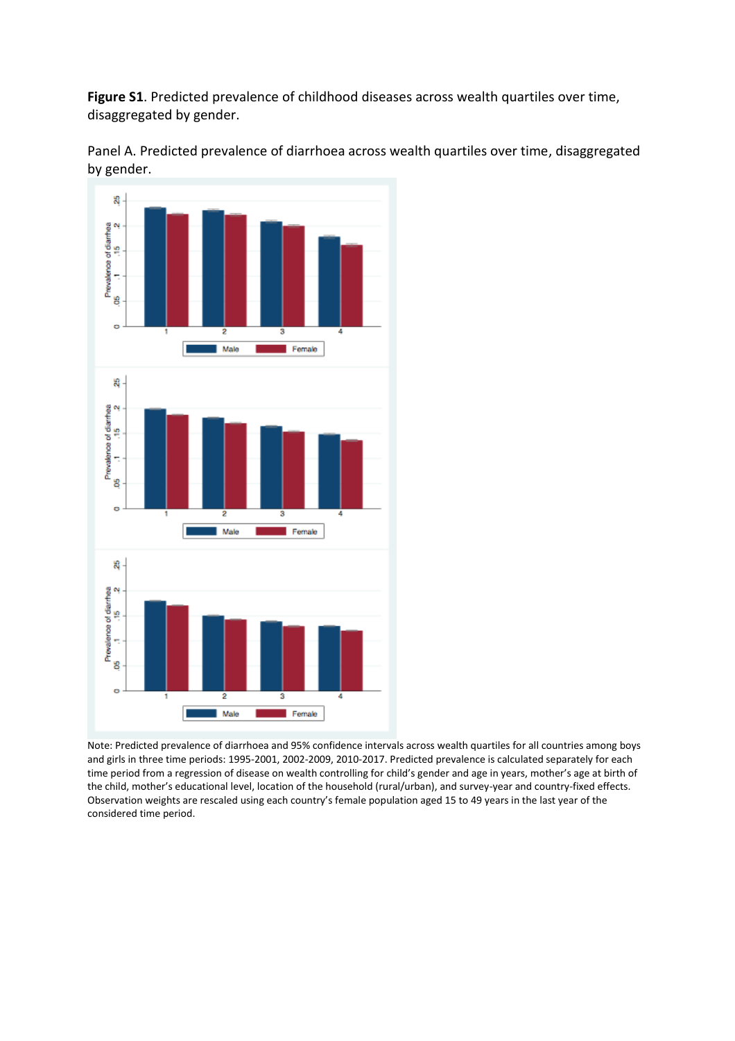**Figure S1**. Predicted prevalence of childhood diseases across wealth quartiles over time, disaggregated by gender.

Panel A. Predicted prevalence of diarrhoea across wealth quartiles over time, disaggregated by gender.

Note: Predicted prevalence of diarrhoea and 95% confidence intervals across wealth quartiles for all countries among boys and girls in three time periods: 1995-2001, 2002-2009, 2010-2017. Predicted prevalence is calculated separately for each time period from a regression of disease on wealth controlling for child's gender and age in years, mother's age at birth of the child, mother's educational level, location of the household (rural/urban), and survey-year and country-fixed effects. Observation weights are rescaled using each country's female population aged 15 to 49 years in the last year of the considered time period.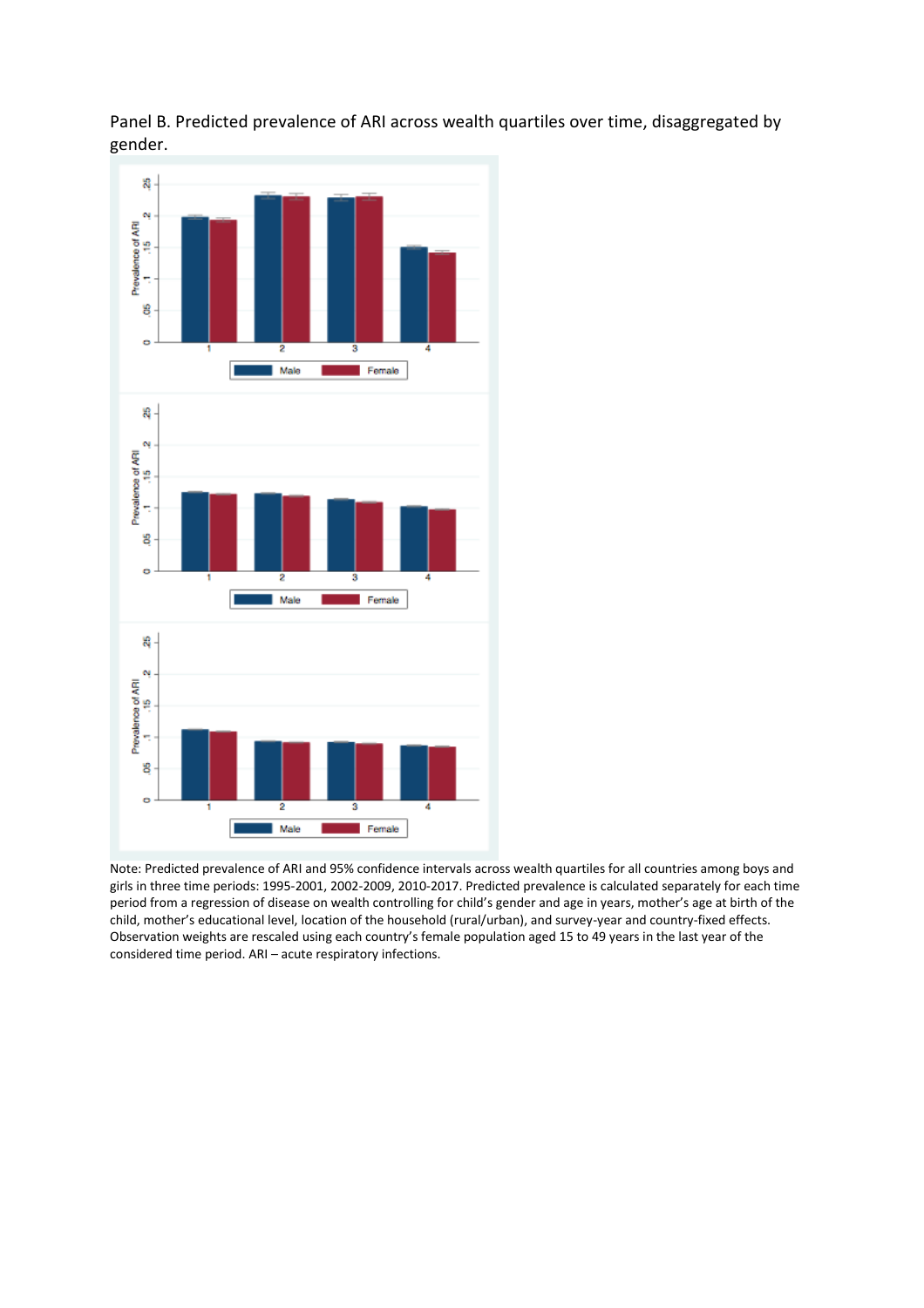Panel B. Predicted prevalence of ARI across wealth quartiles over time, disaggregated by gender.

Note: Predicted prevalence of ARI and 95% confidence intervals across wealth quartiles for all countries among boys and girls in three time periods: 1995-2001, 2002-2009, 2010-2017. Predicted prevalence is calculated separately for each time period from a regression of disease on wealth controlling for child's gender and age in years, mother's age at birth of the child, mother's educational level, location of the household (rural/urban), and survey-year and country-fixed effects. Observation weights are rescaled using each country's female population aged 15 to 49 years in the last year of the considered time period. ARI – acute respiratory infections.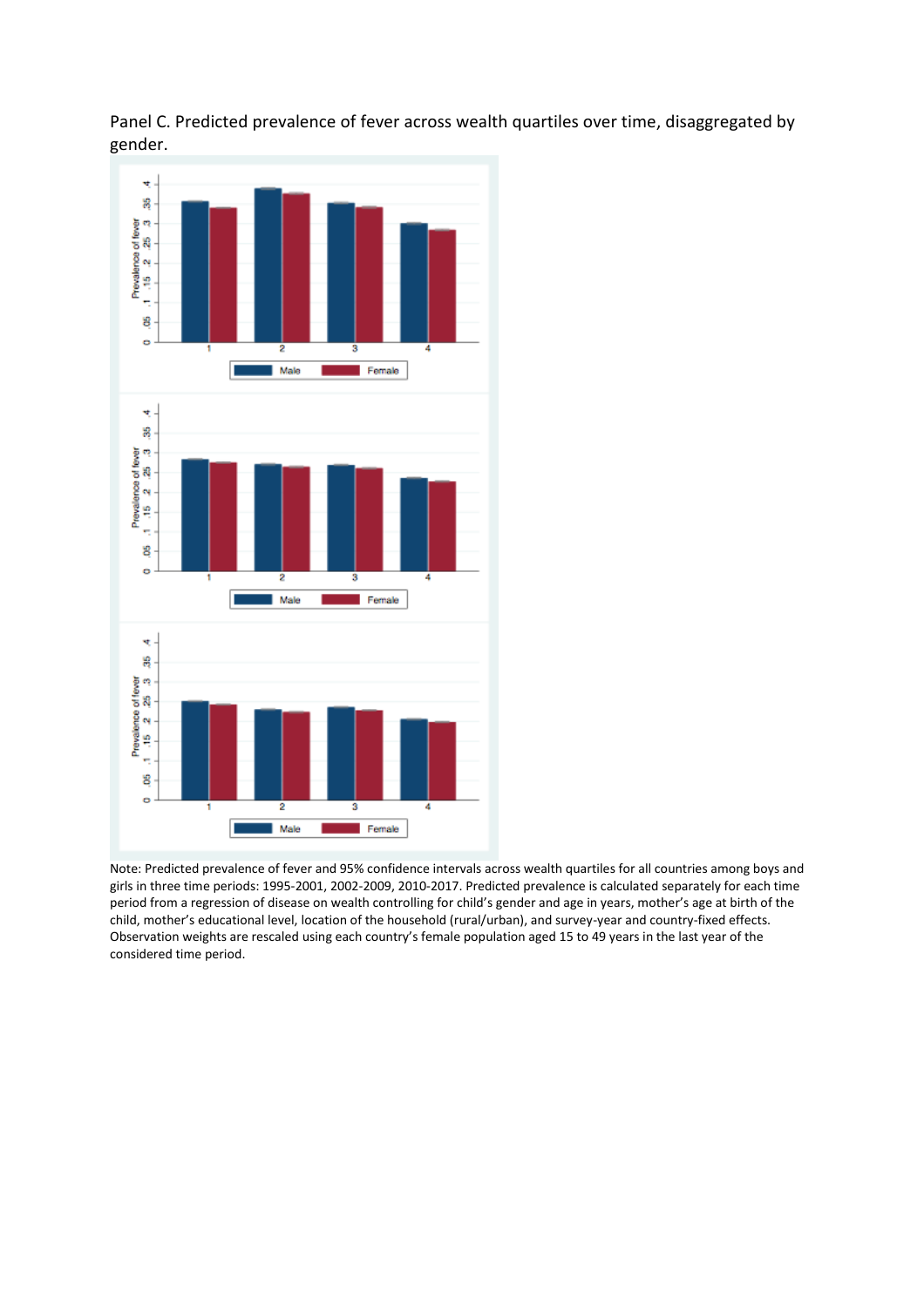Panel C. Predicted prevalence of fever across wealth quartiles over time, disaggregated by gender.

Note: Predicted prevalence of fever and 95% confidence intervals across wealth quartiles for all countries among boys and girls in three time periods: 1995-2001, 2002-2009, 2010-2017. Predicted prevalence is calculated separately for each time period from a regression of disease on wealth controlling for child's gender and age in years, mother's age at birth of the child, mother's educational level, location of the household (rural/urban), and survey-year and country-fixed effects. Observation weights are rescaled using each country's female population aged 15 to 49 years in the last year of the considered time period.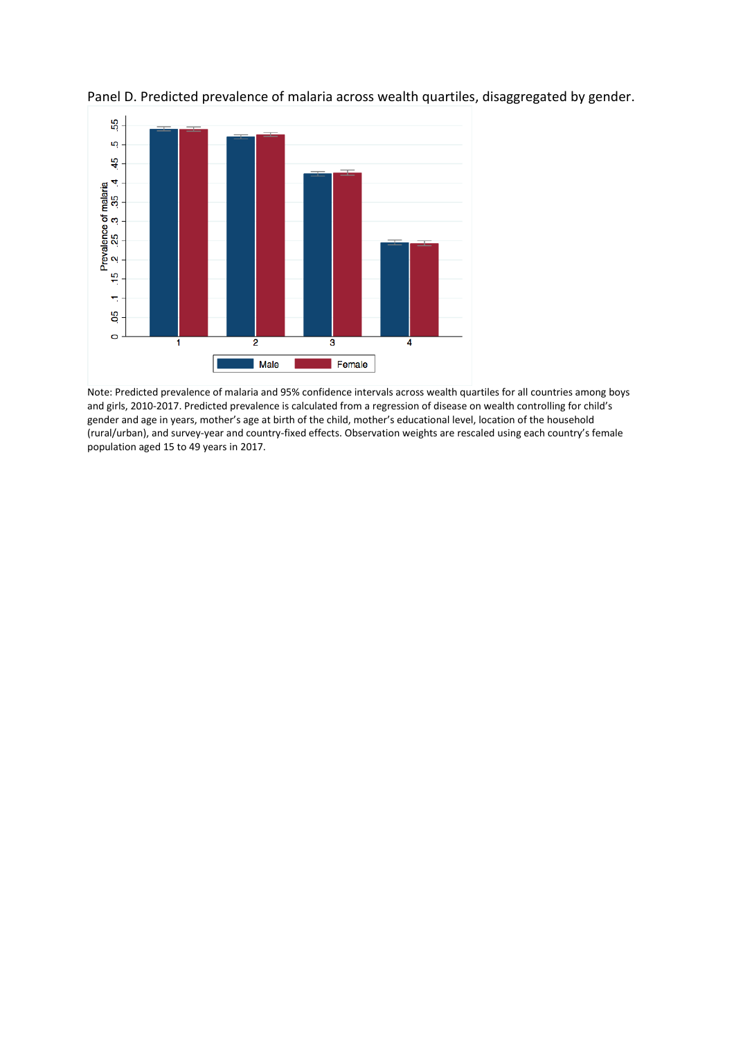Panel D. Predicted prevalence of malaria across wealth quartiles, disaggregated by gender.

Prevalence of malaria

0
.05
.1
.15
.2
.25
.3
.35
.4
.45
.5
.55

1
2
3
4

Male
Female

Note: Predicted prevalence of malaria and 95% confidence intervals across wealth quartiles for all countries among boys and girls, 2010-2017. Predicted prevalence is calculated from a regression of disease on wealth controlling for child's gender and age in years, mother's age at birth of the child, mother's educational level, location of the household (rural/urban), and survey-year and country-fixed effects. Observation weights are rescaled using each country's female population aged 15 to 49 years in 2017.